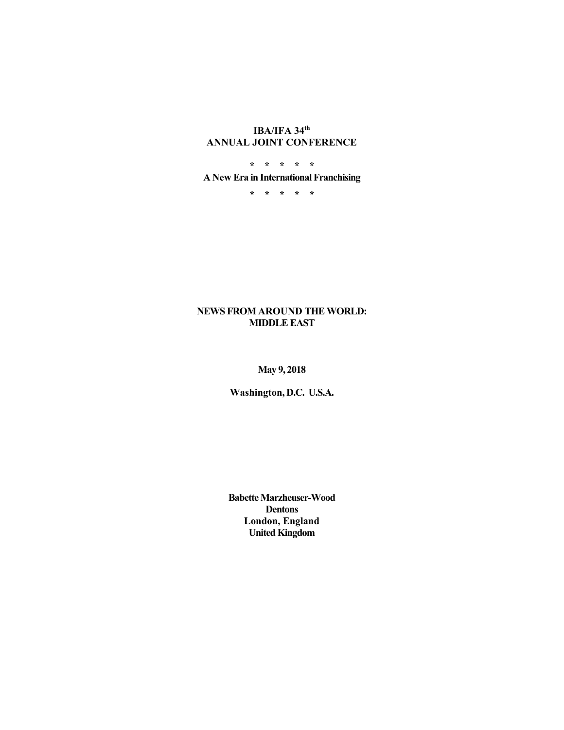**IBA/IFA 34th ANNUAL JOINT CONFERENCE**

**\* \* \* \* \***

**A New Era in International Franchising**

**\* \* \* \* \***

# NEWS FROM AROUND THE WORLD: MIDDLE EAST

**May 9, 2018**

**Washington, D.C. U.S.A.**

**Babette Marzheuser-Wood**
**Dentons**
**London, England**
**United Kingdom**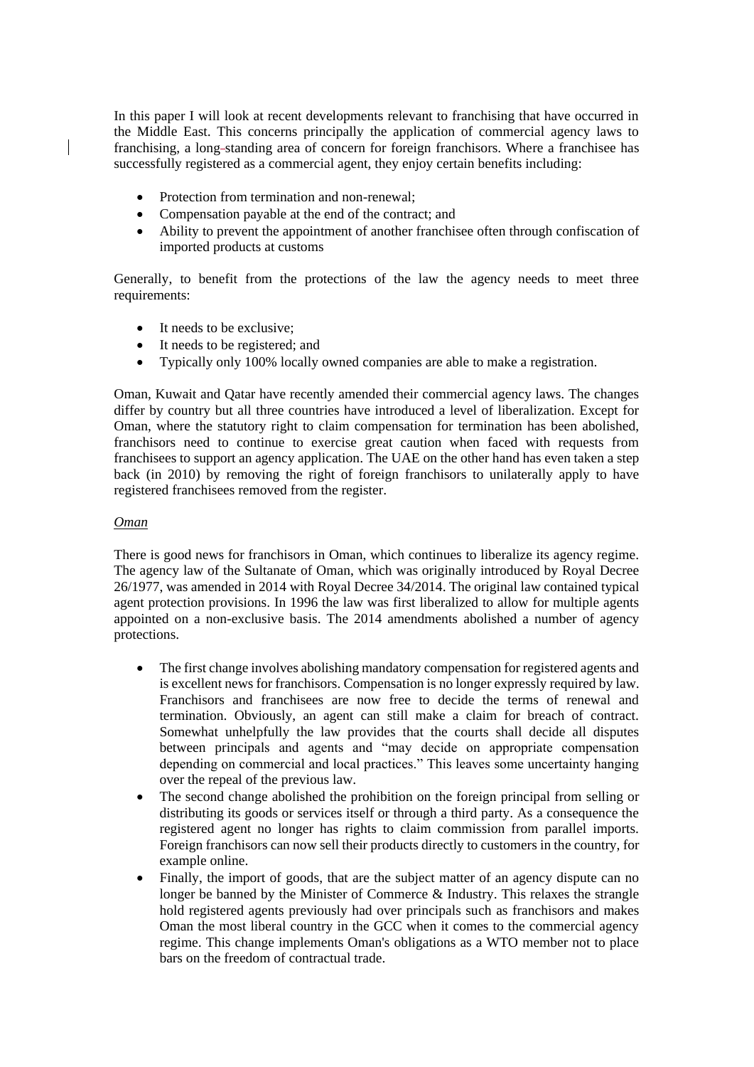In this paper I will look at recent developments relevant to franchising that have occurred in the Middle East. This concerns principally the application of commercial agency laws to franchising, a long-standing area of concern for foreign franchisors. Where a franchisee has successfully registered as a commercial agent, they enjoy certain benefits including:

- Protection from termination and non-renewal;
- Compensation payable at the end of the contract; and
- Ability to prevent the appointment of another franchisee often through confiscation of imported products at customs

Generally, to benefit from the protections of the law the agency needs to meet three requirements:

- It needs to be exclusive;
- It needs to be registered; and
- Typically only 100% locally owned companies are able to make a registration.

Oman, Kuwait and Qatar have recently amended their commercial agency laws. The changes differ by country but all three countries have introduced a level of liberalization. Except for Oman, where the statutory right to claim compensation for termination has been abolished, franchisors need to continue to exercise great caution when faced with requests from franchisees to support an agency application. The UAE on the other hand has even taken a step back (in 2010) by removing the right of foreign franchisors to unilaterally apply to have registered franchisees removed from the register.

*Oman*

There is good news for franchisors in Oman, which continues to liberalize its agency regime. The agency law of the Sultanate of Oman, which was originally introduced by Royal Decree 26/1977, was amended in 2014 with Royal Decree 34/2014. The original law contained typical agent protection provisions. In 1996 the law was first liberalized to allow for multiple agents appointed on a non-exclusive basis. The 2014 amendments abolished a number of agency protections.

- The first change involves abolishing mandatory compensation for registered agents and is excellent news for franchisors. Compensation is no longer expressly required by law. Franchisors and franchisees are now free to decide the terms of renewal and termination. Obviously, an agent can still make a claim for breach of contract. Somewhat unhelpfully the law provides that the courts shall decide all disputes between principals and agents and "may decide on appropriate compensation depending on commercial and local practices." This leaves some uncertainty hanging over the repeal of the previous law.
- The second change abolished the prohibition on the foreign principal from selling or distributing its goods or services itself or through a third party. As a consequence the registered agent no longer has rights to claim commission from parallel imports. Foreign franchisors can now sell their products directly to customers in the country, for example online.
- Finally, the import of goods, that are the subject matter of an agency dispute can no longer be banned by the Minister of Commerce & Industry. This relaxes the strangle hold registered agents previously had over principals such as franchisors and makes Oman the most liberal country in the GCC when it comes to the commercial agency regime. This change implements Oman's obligations as a WTO member not to place bars on the freedom of contractual trade.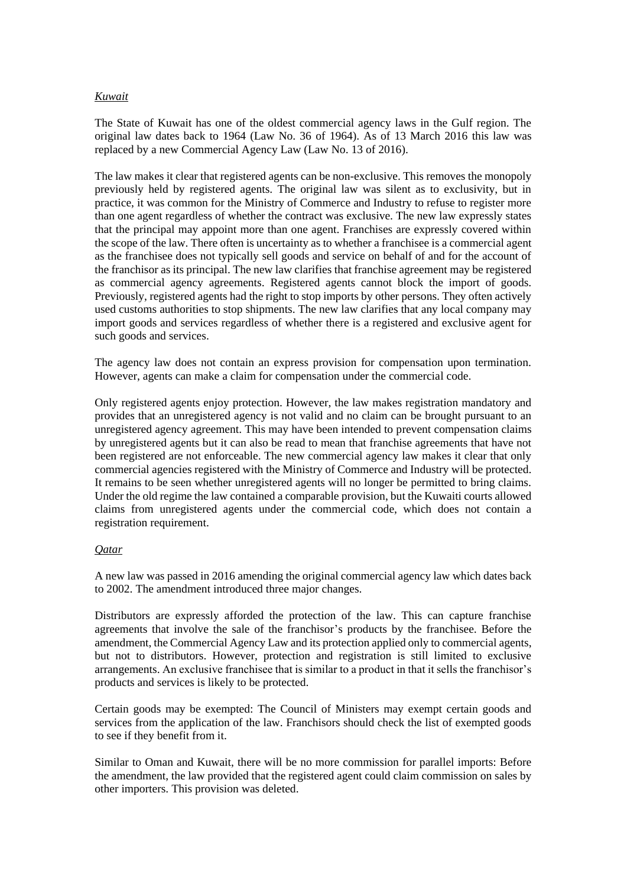*Kuwait*

The State of Kuwait has one of the oldest commercial agency laws in the Gulf region. The original law dates back to 1964 (Law No. 36 of 1964). As of 13 March 2016 this law was replaced by a new Commercial Agency Law (Law No. 13 of 2016).

The law makes it clear that registered agents can be non-exclusive. This removes the monopoly previously held by registered agents. The original law was silent as to exclusivity, but in practice, it was common for the Ministry of Commerce and Industry to refuse to register more than one agent regardless of whether the contract was exclusive. The new law expressly states that the principal may appoint more than one agent. Franchises are expressly covered within the scope of the law. There often is uncertainty as to whether a franchisee is a commercial agent as the franchisee does not typically sell goods and service on behalf of and for the account of the franchisor as its principal. The new law clarifies that franchise agreement may be registered as commercial agency agreements. Registered agents cannot block the import of goods. Previously, registered agents had the right to stop imports by other persons. They often actively used customs authorities to stop shipments. The new law clarifies that any local company may import goods and services regardless of whether there is a registered and exclusive agent for such goods and services.

The agency law does not contain an express provision for compensation upon termination. However, agents can make a claim for compensation under the commercial code.

Only registered agents enjoy protection. However, the law makes registration mandatory and provides that an unregistered agency is not valid and no claim can be brought pursuant to an unregistered agency agreement. This may have been intended to prevent compensation claims by unregistered agents but it can also be read to mean that franchise agreements that have not been registered are not enforceable. The new commercial agency law makes it clear that only commercial agencies registered with the Ministry of Commerce and Industry will be protected. It remains to be seen whether unregistered agents will no longer be permitted to bring claims. Under the old regime the law contained a comparable provision, but the Kuwaiti courts allowed claims from unregistered agents under the commercial code, which does not contain a registration requirement.

*Qatar*

A new law was passed in 2016 amending the original commercial agency law which dates back to 2002. The amendment introduced three major changes.

Distributors are expressly afforded the protection of the law. This can capture franchise agreements that involve the sale of the franchisor's products by the franchisee. Before the amendment, the Commercial Agency Law and its protection applied only to commercial agents, but not to distributors. However, protection and registration is still limited to exclusive arrangements. An exclusive franchisee that is similar to a product in that it sells the franchisor's products and services is likely to be protected.

Certain goods may be exempted: The Council of Ministers may exempt certain goods and services from the application of the law. Franchisors should check the list of exempted goods to see if they benefit from it.

Similar to Oman and Kuwait, there will be no more commission for parallel imports: Before the amendment, the law provided that the registered agent could claim commission on sales by other importers. This provision was deleted.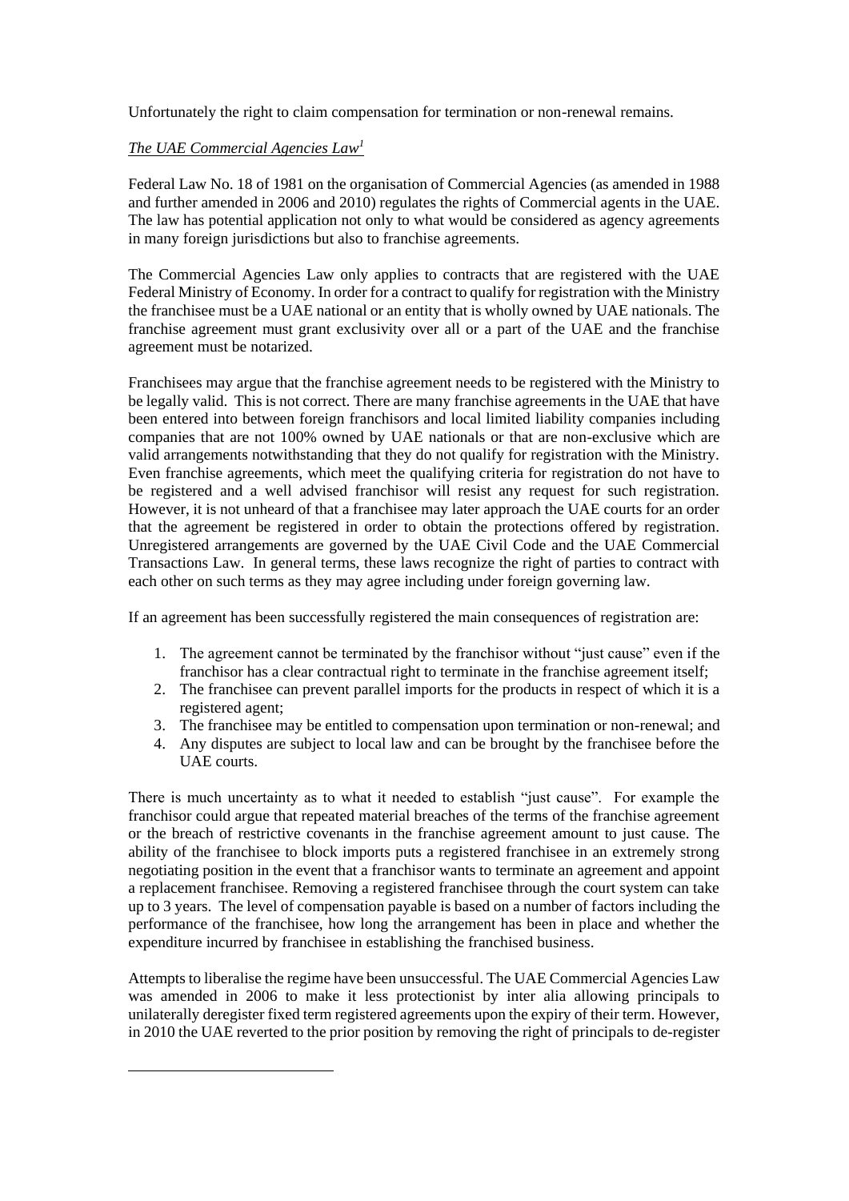Unfortunately the right to claim compensation for termination or non-renewal remains.

*The UAE Commercial Agencies Law*[1]

Federal Law No. 18 of 1981 on the organisation of Commercial Agencies (as amended in 1988 and further amended in 2006 and 2010) regulates the rights of Commercial agents in the UAE. The law has potential application not only to what would be considered as agency agreements in many foreign jurisdictions but also to franchise agreements.

The Commercial Agencies Law only applies to contracts that are registered with the UAE Federal Ministry of Economy. In order for a contract to qualify for registration with the Ministry the franchisee must be a UAE national or an entity that is wholly owned by UAE nationals. The franchise agreement must grant exclusivity over all or a part of the UAE and the franchise agreement must be notarized.

Franchisees may argue that the franchise agreement needs to be registered with the Ministry to be legally valid. This is not correct. There are many franchise agreements in the UAE that have been entered into between foreign franchisors and local limited liability companies including companies that are not 100% owned by UAE nationals or that are non-exclusive which are valid arrangements notwithstanding that they do not qualify for registration with the Ministry. Even franchise agreements, which meet the qualifying criteria for registration do not have to be registered and a well advised franchisor will resist any request for such registration. However, it is not unheard of that a franchisee may later approach the UAE courts for an order that the agreement be registered in order to obtain the protections offered by registration. Unregistered arrangements are governed by the UAE Civil Code and the UAE Commercial Transactions Law. In general terms, these laws recognize the right of parties to contract with each other on such terms as they may agree including under foreign governing law.

If an agreement has been successfully registered the main consequences of registration are:

1. The agreement cannot be terminated by the franchisor without "just cause" even if the franchisor has a clear contractual right to terminate in the franchise agreement itself;
2. The franchisee can prevent parallel imports for the products in respect of which it is a registered agent;
3. The franchisee may be entitled to compensation upon termination or non-renewal; and
4. Any disputes are subject to local law and can be brought by the franchisee before the UAE courts.

There is much uncertainty as to what it needed to establish "just cause". For example the franchisor could argue that repeated material breaches of the terms of the franchise agreement or the breach of restrictive covenants in the franchise agreement amount to just cause. The ability of the franchisee to block imports puts a registered franchisee in an extremely strong negotiating position in the event that a franchisor wants to terminate an agreement and appoint a replacement franchisee. Removing a registered franchisee through the court system can take up to 3 years. The level of compensation payable is based on a number of factors including the performance of the franchisee, how long the arrangement has been in place and whether the expenditure incurred by franchisee in establishing the franchised business.

Attempts to liberalise the regime have been unsuccessful. The UAE Commercial Agencies Law was amended in 2006 to make it less protectionist by inter alia allowing principals to unilaterally deregister fixed term registered agreements upon the expiry of their term. However, in 2010 the UAE reverted to the prior position by removing the right of principals to de-register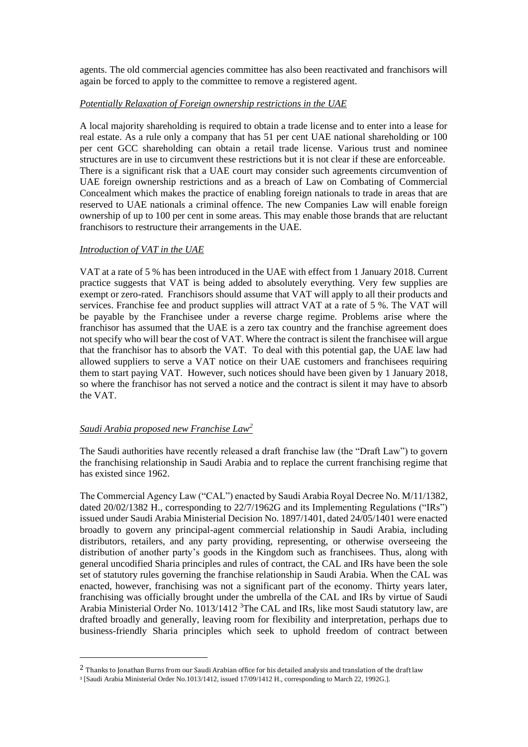agents. The old commercial agencies committee has also been reactivated and franchisors will again be forced to apply to the committee to remove a registered agent.

*Potentially Relaxation of Foreign ownership restrictions in the UAE*

A local majority shareholding is required to obtain a trade license and to enter into a lease for real estate. As a rule only a company that has 51 per cent UAE national shareholding or 100 per cent GCC shareholding can obtain a retail trade license. Various trust and nominee structures are in use to circumvent these restrictions but it is not clear if these are enforceable. There is a significant risk that a UAE court may consider such agreements circumvention of UAE foreign ownership restrictions and as a breach of Law on Combating of Commercial Concealment which makes the practice of enabling foreign nationals to trade in areas that are reserved to UAE nationals a criminal offence. The new Companies Law will enable foreign ownership of up to 100 per cent in some areas. This may enable those brands that are reluctant franchisors to restructure their arrangements in the UAE.

*Introduction of VAT in the UAE*

VAT at a rate of 5 % has been introduced in the UAE with effect from 1 January 2018. Current practice suggests that VAT is being added to absolutely everything. Very few supplies are exempt or zero-rated. Franchisors should assume that VAT will apply to all their products and services. Franchise fee and product supplies will attract VAT at a rate of 5 %. The VAT will be payable by the Franchisee under a reverse charge regime. Problems arise where the franchisor has assumed that the UAE is a zero tax country and the franchise agreement does not specify who will bear the cost of VAT. Where the contract is silent the franchisee will argue that the franchisor has to absorb the VAT. To deal with this potential gap, the UAE law had allowed suppliers to serve a VAT notice on their UAE customers and franchisees requiring them to start paying VAT. However, such notices should have been given by 1 January 2018, so where the franchisor has not served a notice and the contract is silent it may have to absorb the VAT.

*Saudi Arabia proposed new Franchise Law*[2]

The Saudi authorities have recently released a draft franchise law (the "Draft Law") to govern the franchising relationship in Saudi Arabia and to replace the current franchising regime that has existed since 1962.

The Commercial Agency Law ("CAL") enacted by Saudi Arabia Royal Decree No. M/11/1382, dated 20/02/1382 H., corresponding to 22/7/1962G and its Implementing Regulations ("IRs") issued under Saudi Arabia Ministerial Decision No. 1897/1401, dated 24/05/1401 were enacted broadly to govern any principal-agent commercial relationship in Saudi Arabia, including distributors, retailers, and any party providing, representing, or otherwise overseeing the distribution of another party's goods in the Kingdom such as franchisees. Thus, along with general uncodified Sharia principles and rules of contract, the CAL and IRs have been the sole set of statutory rules governing the franchise relationship in Saudi Arabia. When the CAL was enacted, however, franchising was not a significant part of the economy. Thirty years later, franchising was officially brought under the umbrella of the CAL and IRs by virtue of Saudi Arabia Ministerial Order No. 1013/1412 [3]The CAL and IRs, like most Saudi statutory law, are drafted broadly and generally, leaving room for flexibility and interpretation, perhaps due to business-friendly Sharia principles which seek to uphold freedom of contract between

---

[2] Thanks to Jonathan Burns from our Saudi Arabian office for his detailed analysis and translation of the draft law

[3] [Saudi Arabia Ministerial Order No.1013/1412, issued 17/09/1412 H., corresponding to March 22, 1992G.].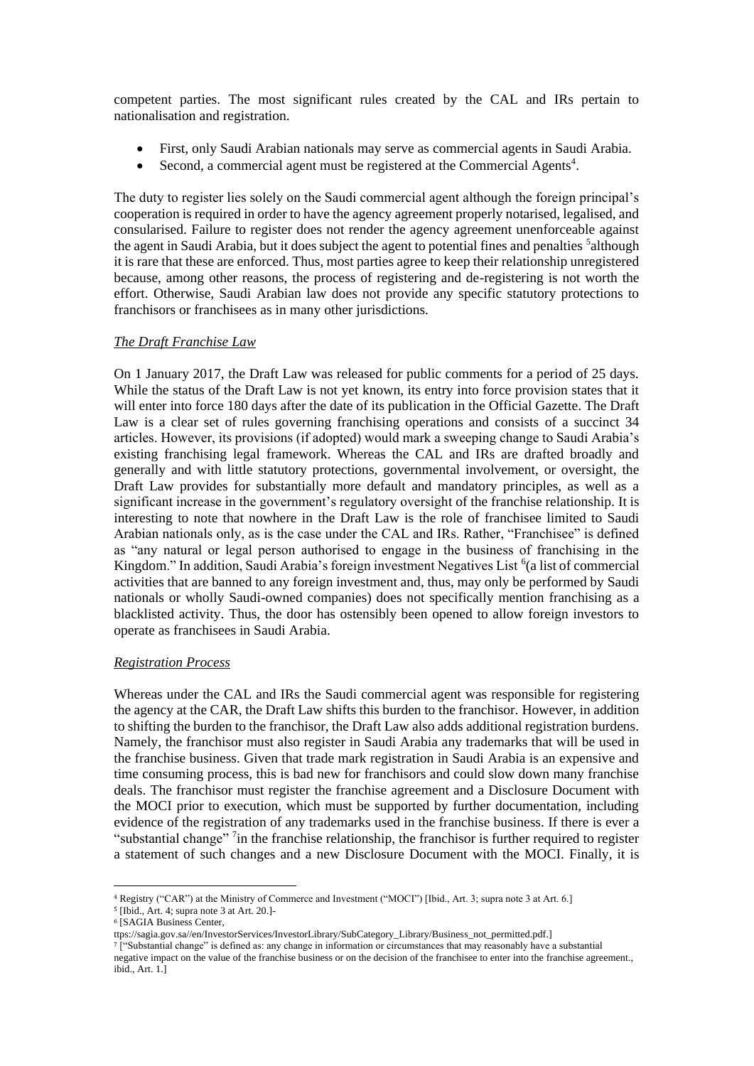competent parties. The most significant rules created by the CAL and IRs pertain to nationalisation and registration.

- First, only Saudi Arabian nationals may serve as commercial agents in Saudi Arabia.
- Second, a commercial agent must be registered at the Commercial Agents[4].

The duty to register lies solely on the Saudi commercial agent although the foreign principal's cooperation is required in order to have the agency agreement properly notarised, legalised, and consularised. Failure to register does not render the agency agreement unenforceable against the agent in Saudi Arabia, but it does subject the agent to potential fines and penalties [5]although it is rare that these are enforced. Thus, most parties agree to keep their relationship unregistered because, among other reasons, the process of registering and de-registering is not worth the effort. Otherwise, Saudi Arabian law does not provide any specific statutory protections to franchisors or franchisees as in many other jurisdictions.

*The Draft Franchise Law*

On 1 January 2017, the Draft Law was released for public comments for a period of 25 days. While the status of the Draft Law is not yet known, its entry into force provision states that it will enter into force 180 days after the date of its publication in the Official Gazette. The Draft Law is a clear set of rules governing franchising operations and consists of a succinct 34 articles. However, its provisions (if adopted) would mark a sweeping change to Saudi Arabia's existing franchising legal framework. Whereas the CAL and IRs are drafted broadly and generally and with little statutory protections, governmental involvement, or oversight, the Draft Law provides for substantially more default and mandatory principles, as well as a significant increase in the government's regulatory oversight of the franchise relationship. It is interesting to note that nowhere in the Draft Law is the role of franchisee limited to Saudi Arabian nationals only, as is the case under the CAL and IRs. Rather, "Franchisee" is defined as "any natural or legal person authorised to engage in the business of franchising in the Kingdom." In addition, Saudi Arabia's foreign investment Negatives List [6](a list of commercial activities that are banned to any foreign investment and, thus, may only be performed by Saudi nationals or wholly Saudi-owned companies) does not specifically mention franchising as a blacklisted activity. Thus, the door has ostensibly been opened to allow foreign investors to operate as franchisees in Saudi Arabia.

*Registration Process*

Whereas under the CAL and IRs the Saudi commercial agent was responsible for registering the agency at the CAR, the Draft Law shifts this burden to the franchisor. However, in addition to shifting the burden to the franchisor, the Draft Law also adds additional registration burdens. Namely, the franchisor must also register in Saudi Arabia any trademarks that will be used in the franchise business. Given that trade mark registration in Saudi Arabia is an expensive and time consuming process, this is bad new for franchisors and could slow down many franchise deals. The franchisor must register the franchise agreement and a Disclosure Document with the MOCI prior to execution, which must be supported by further documentation, including evidence of the registration of any trademarks used in the franchise business. If there is ever a "substantial change" [7]in the franchise relationship, the franchisor is further required to register a statement of such changes and a new Disclosure Document with the MOCI. Finally, it is

---

[4] Registry ("CAR") at the Ministry of Commerce and Investment ("MOCI") [Ibid., Art. 3; supra note 3 at Art. 6.]

[5] [Ibid., Art. 4; supra note 3 at Art. 20.]-

[6] [SAGIA Business Center, ttps://sagia.gov.sa//en/InvestorServices/InvestorLibrary/SubCategory_Library/Business_not_permitted.pdf.]

[7] ["Substantial change" is defined as: any change in information or circumstances that may reasonably have a substantial negative impact on the value of the franchise business or on the decision of the franchisee to enter into the franchise agreement., ibid., Art. 1.]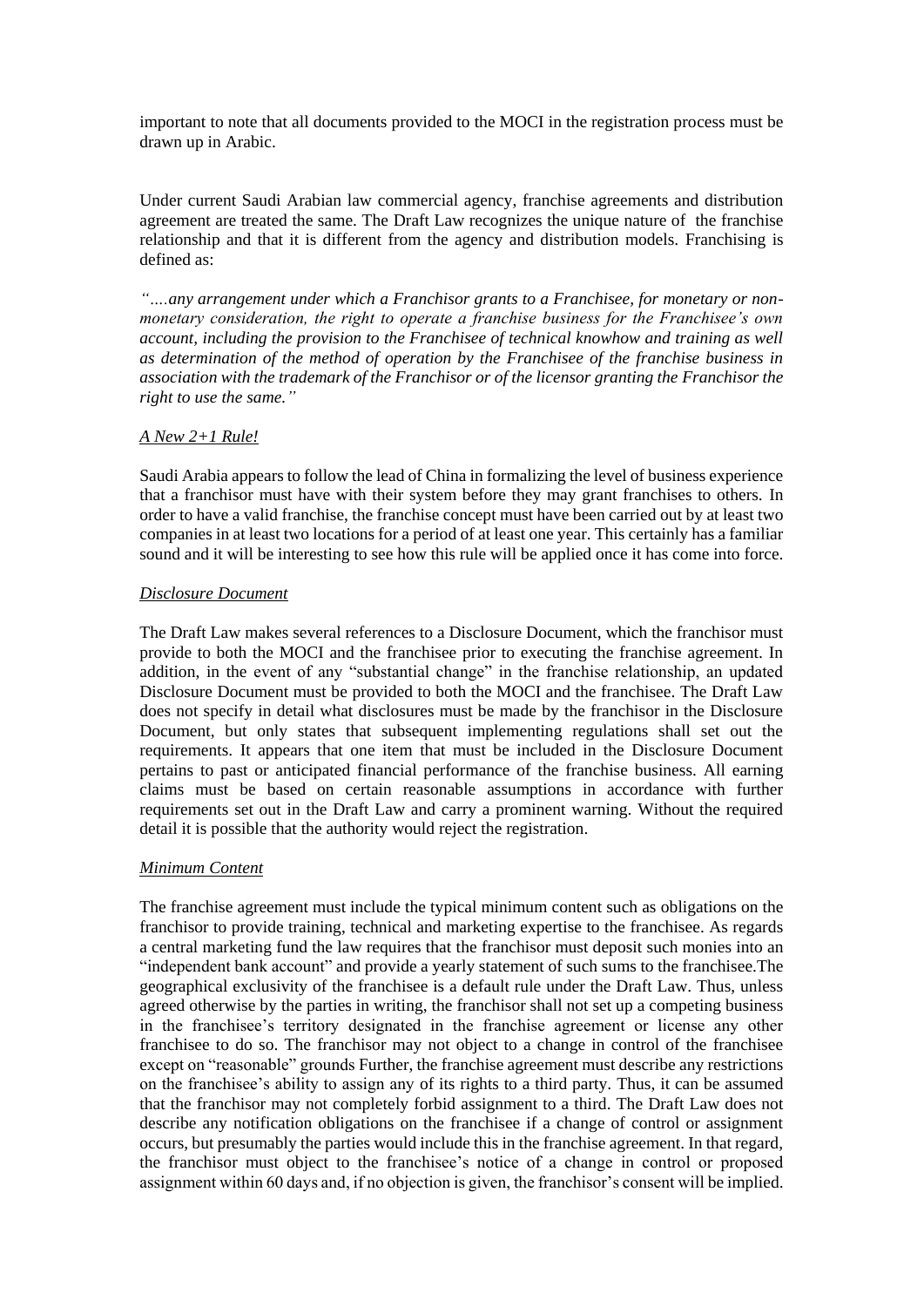important to note that all documents provided to the MOCI in the registration process must be drawn up in Arabic.

Under current Saudi Arabian law commercial agency, franchise agreements and distribution agreement are treated the same. The Draft Law recognizes the unique nature of the franchise relationship and that it is different from the agency and distribution models. Franchising is defined as:

*"….any arrangement under which a Franchisor grants to a Franchisee, for monetary or non-monetary consideration, the right to operate a franchise business for the Franchisee's own account, including the provision to the Franchisee of technical knowhow and training as well as determination of the method of operation by the Franchisee of the franchise business in association with the trademark of the Franchisor or of the licensor granting the Franchisor the right to use the same."*

*A New 2+1 Rule!*

Saudi Arabia appears to follow the lead of China in formalizing the level of business experience that a franchisor must have with their system before they may grant franchises to others. In order to have a valid franchise, the franchise concept must have been carried out by at least two companies in at least two locations for a period of at least one year. This certainly has a familiar sound and it will be interesting to see how this rule will be applied once it has come into force.

*Disclosure Document*

The Draft Law makes several references to a Disclosure Document, which the franchisor must provide to both the MOCI and the franchisee prior to executing the franchise agreement. In addition, in the event of any "substantial change" in the franchise relationship, an updated Disclosure Document must be provided to both the MOCI and the franchisee. The Draft Law does not specify in detail what disclosures must be made by the franchisor in the Disclosure Document, but only states that subsequent implementing regulations shall set out the requirements. It appears that one item that must be included in the Disclosure Document pertains to past or anticipated financial performance of the franchise business. All earning claims must be based on certain reasonable assumptions in accordance with further requirements set out in the Draft Law and carry a prominent warning. Without the required detail it is possible that the authority would reject the registration.

*Minimum Content*

The franchise agreement must include the typical minimum content such as obligations on the franchisor to provide training, technical and marketing expertise to the franchisee. As regards a central marketing fund the law requires that the franchisor must deposit such monies into an "independent bank account" and provide a yearly statement of such sums to the franchisee.The geographical exclusivity of the franchisee is a default rule under the Draft Law. Thus, unless agreed otherwise by the parties in writing, the franchisor shall not set up a competing business in the franchisee's territory designated in the franchise agreement or license any other franchisee to do so. The franchisor may not object to a change in control of the franchisee except on "reasonable" grounds Further, the franchise agreement must describe any restrictions on the franchisee's ability to assign any of its rights to a third party. Thus, it can be assumed that the franchisor may not completely forbid assignment to a third. The Draft Law does not describe any notification obligations on the franchisee if a change of control or assignment occurs, but presumably the parties would include this in the franchise agreement. In that regard, the franchisor must object to the franchisee's notice of a change in control or proposed assignment within 60 days and, if no objection is given, the franchisor's consent will be implied.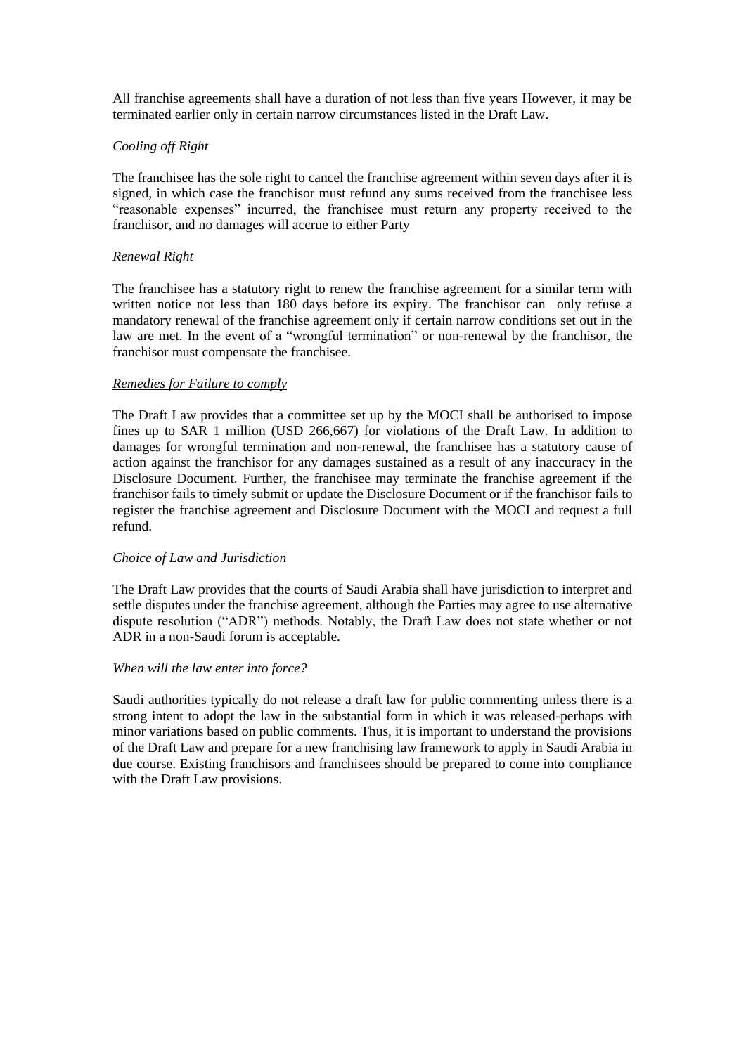All franchise agreements shall have a duration of not less than five years However, it may be terminated earlier only in certain narrow circumstances listed in the Draft Law.

*Cooling off Right*

The franchisee has the sole right to cancel the franchise agreement within seven days after it is signed, in which case the franchisor must refund any sums received from the franchisee less "reasonable expenses" incurred, the franchisee must return any property received to the franchisor, and no damages will accrue to either Party

*Renewal Right*

The franchisee has a statutory right to renew the franchise agreement for a similar term with written notice not less than 180 days before its expiry. The franchisor can only refuse a mandatory renewal of the franchise agreement only if certain narrow conditions set out in the law are met. In the event of a "wrongful termination" or non-renewal by the franchisor, the franchisor must compensate the franchisee.

*Remedies for Failure to comply*

The Draft Law provides that a committee set up by the MOCI shall be authorised to impose fines up to SAR 1 million (USD 266,667) for violations of the Draft Law. In addition to damages for wrongful termination and non-renewal, the franchisee has a statutory cause of action against the franchisor for any damages sustained as a result of any inaccuracy in the Disclosure Document. Further, the franchisee may terminate the franchise agreement if the franchisor fails to timely submit or update the Disclosure Document or if the franchisor fails to register the franchise agreement and Disclosure Document with the MOCI and request a full refund.

*Choice of Law and Jurisdiction*

The Draft Law provides that the courts of Saudi Arabia shall have jurisdiction to interpret and settle disputes under the franchise agreement, although the Parties may agree to use alternative dispute resolution ("ADR") methods. Notably, the Draft Law does not state whether or not ADR in a non-Saudi forum is acceptable.

*When will the law enter into force?*

Saudi authorities typically do not release a draft law for public commenting unless there is a strong intent to adopt the law in the substantial form in which it was released-perhaps with minor variations based on public comments. Thus, it is important to understand the provisions of the Draft Law and prepare for a new franchising law framework to apply in Saudi Arabia in due course. Existing franchisors and franchisees should be prepared to come into compliance with the Draft Law provisions.